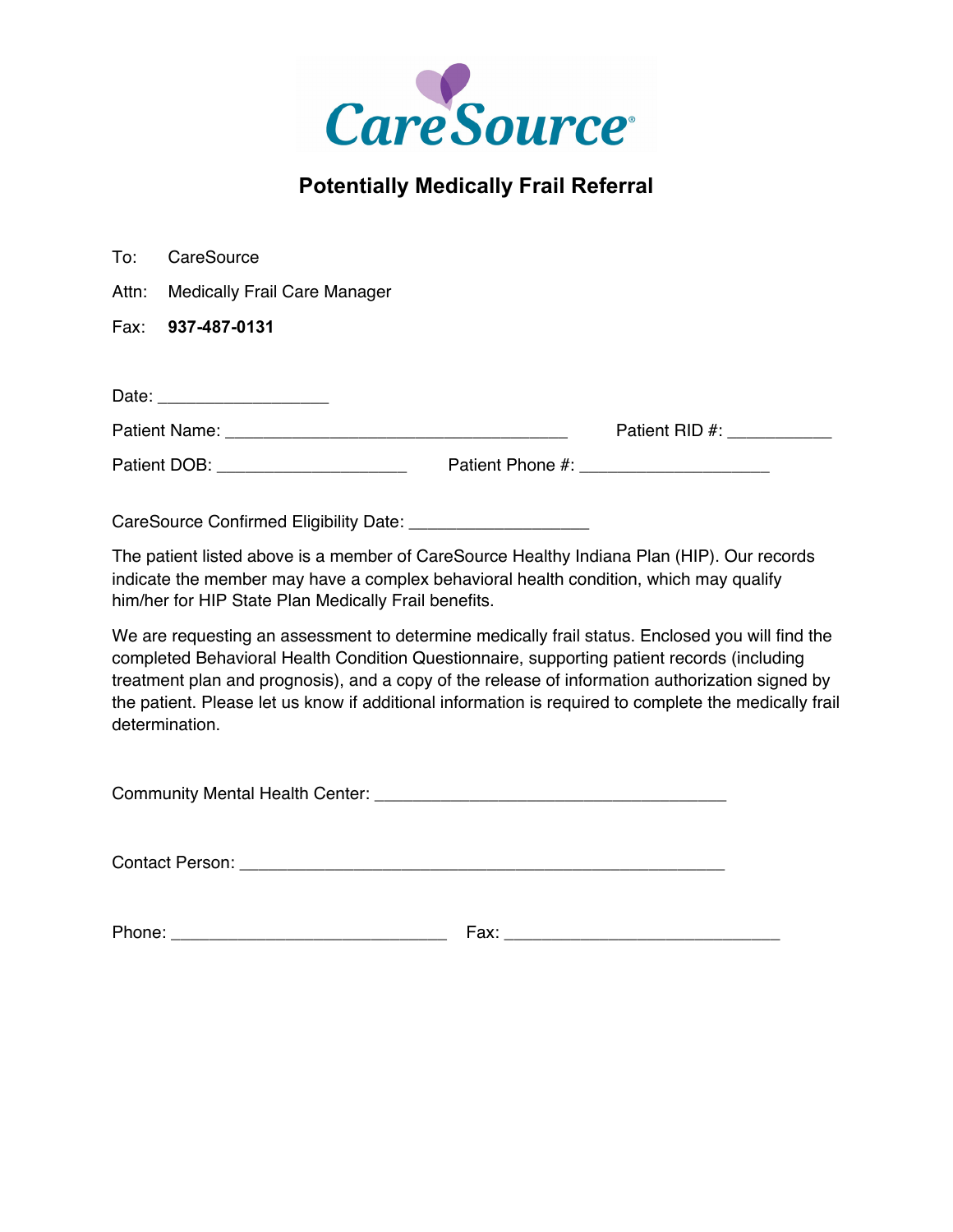CareSource

# Potentially Medically Frail Referral

To: CareSource

Attn: Medically Frail Care Manager

Fax: **937-487-0131**

Date: __________________

Patient Name: ____________________________________ Patient RID #: ___________

Patient DOB: ____________________ Patient Phone #: ____________________

CareSource Confirmed Eligibility Date: ___________________

The patient listed above is a member of CareSource Healthy Indiana Plan (HIP). Our records indicate the member may have a complex behavioral health condition, which may qualify him/her for HIP State Plan Medically Frail benefits.

We are requesting an assessment to determine medically frail status. Enclosed you will find the completed Behavioral Health Condition Questionnaire, supporting patient records (including treatment plan and prognosis), and a copy of the release of information authorization signed by the patient. Please let us know if additional information is required to complete the medically frail determination.

Community Mental Health Center: _____________________________________

Contact Person: ___________________________________________________

Phone: _____________________________ Fax: _____________________________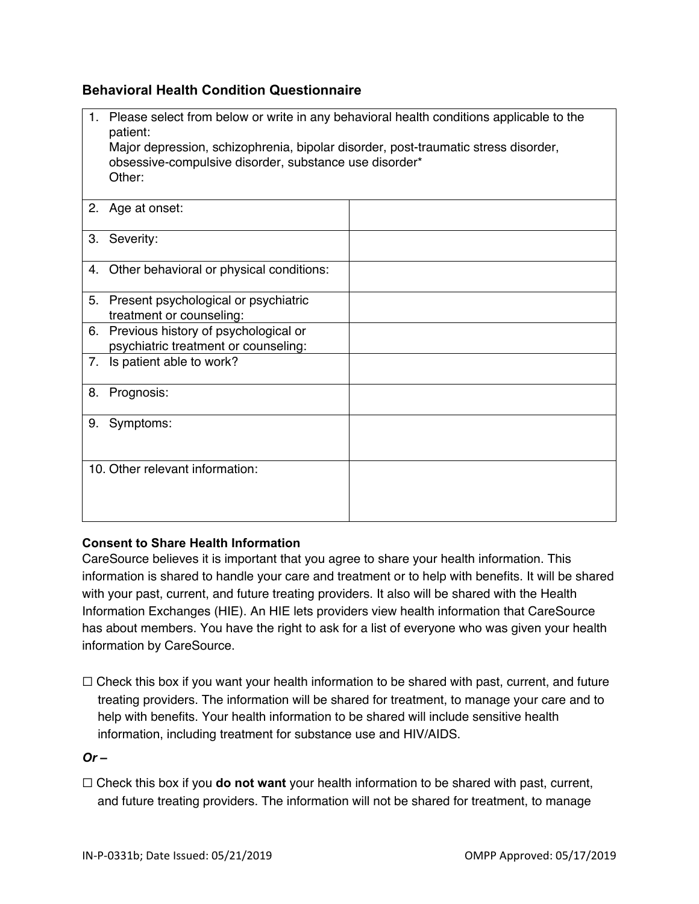## Behavioral Health Condition Questionnaire

| 1. Please select from below or write in any behavioral health conditions applicable to the patient:<br>Major depression, schizophrenia, bipolar disorder, post-traumatic stress disorder, obsessive-compulsive disorder, substance use disorder*<br>Other: | |
| --- | --- |
| 2. Age at onset: | |
| 3. Severity: | |
| 4. Other behavioral or physical conditions: | |
| 5. Present psychological or psychiatric treatment or counseling: | |
| 6. Previous history of psychological or psychiatric treatment or counseling: | |
| 7. Is patient able to work? | |
| 8. Prognosis: | |
| 9. Symptoms: | |
| 10. Other relevant information: | |

**Consent to Share Health Information**

CareSource believes it is important that you agree to share your health information. This information is shared to handle your care and treatment or to help with benefits. It will be shared with your past, current, and future treating providers. It also will be shared with the Health Information Exchanges (HIE). An HIE lets providers view health information that CareSource has about members. You have the right to ask for a list of everyone who was given your health information by CareSource.

☐ Check this box if you want your health information to be shared with past, current, and future treating providers. The information will be shared for treatment, to manage your care and to help with benefits. Your health information to be shared will include sensitive health information, including treatment for substance use and HIV/AIDS.

***Or –***

☐ Check this box if you **do not want** your health information to be shared with past, current, and future treating providers. The information will not be shared for treatment, to manage

IN-P-0331b; Date Issued: 05/21/2019 OMPP Approved: 05/17/2019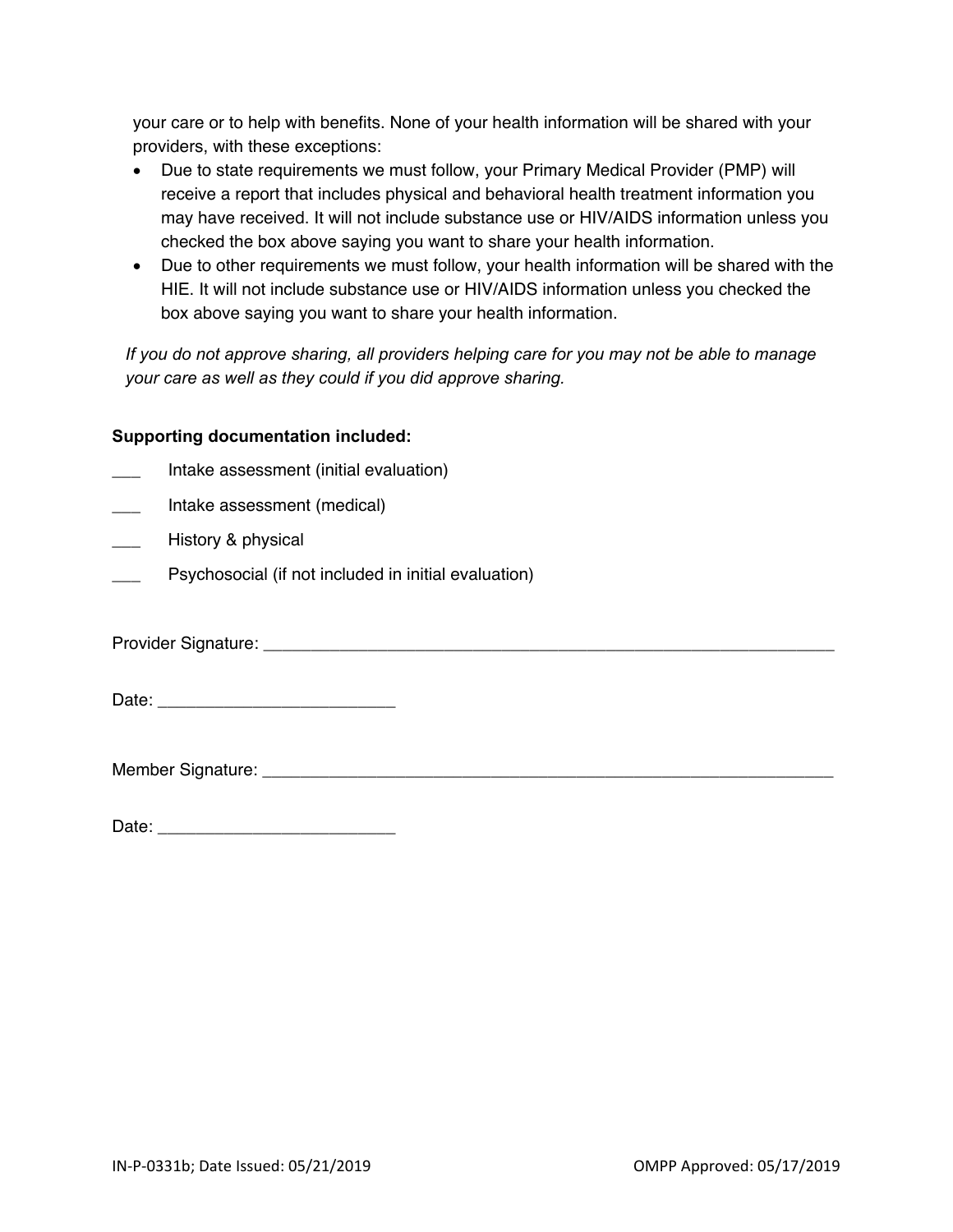your care or to help with benefits. None of your health information will be shared with your providers, with these exceptions:

- Due to state requirements we must follow, your Primary Medical Provider (PMP) will receive a report that includes physical and behavioral health treatment information you may have received. It will not include substance use or HIV/AIDS information unless you checked the box above saying you want to share your health information.
- Due to other requirements we must follow, your health information will be shared with the HIE. It will not include substance use or HIV/AIDS information unless you checked the box above saying you want to share your health information.

*If you do not approve sharing, all providers helping care for you may not be able to manage your care as well as they could if you did approve sharing.*

**Supporting documentation included:**

___ Intake assessment (initial evaluation)

___ Intake assessment (medical)

___ History & physical

___ Psychosocial (if not included in initial evaluation)

Provider Signature: ______________________________________________________________

Date: _________________________

Member Signature: ______________________________________________________________

Date: _________________________

IN-P-0331b; Date Issued: 05/21/2019 OMPP Approved: 05/17/2019